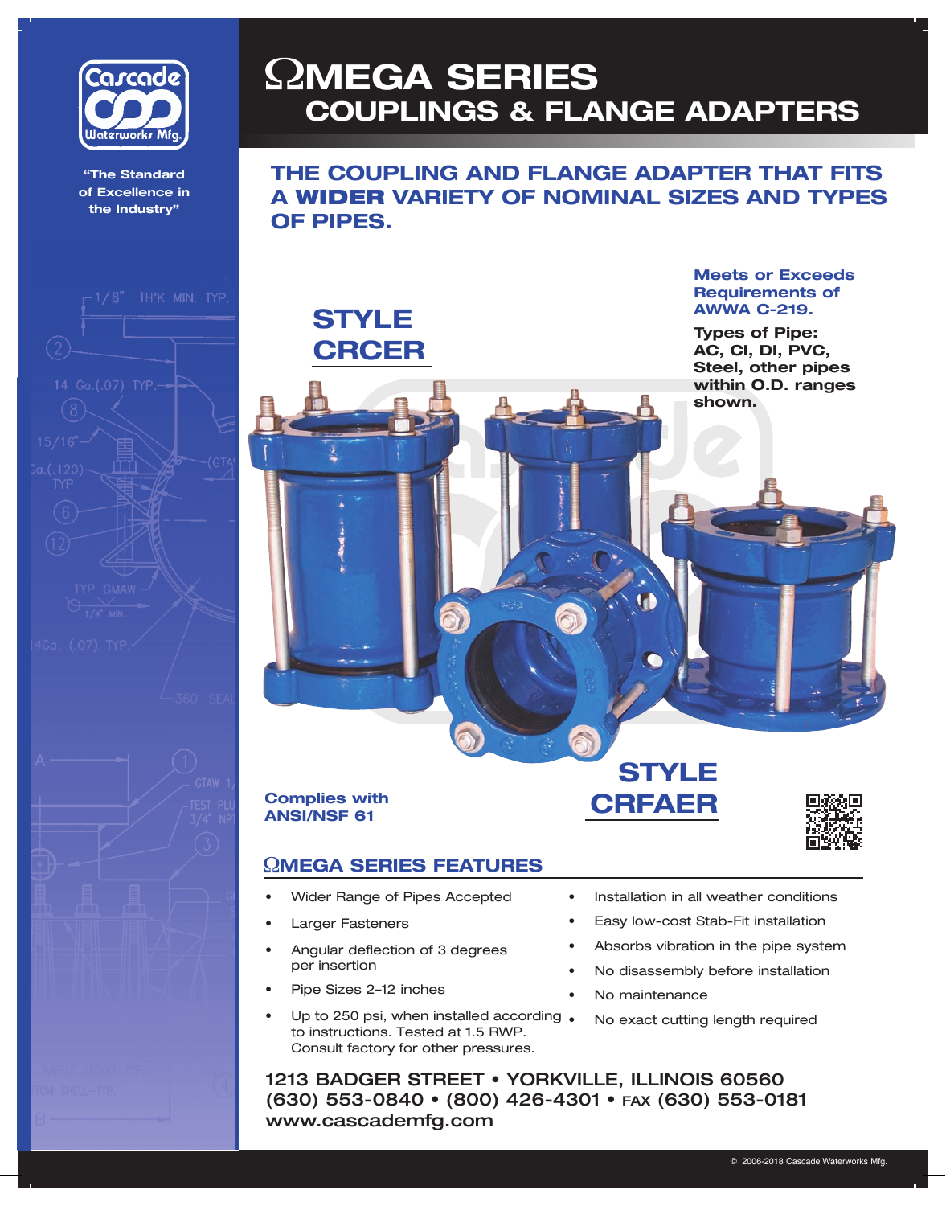# ΩMEGA SERIES COUPLINGS & FLANGE ADAPTERS

Cascade Waterworks Mfg.

"The Standard of Excellence in the Industry"

## THE COUPLING AND FLANGE ADAPTER THAT FITS A **WIDER** VARIETY OF NOMINAL SIZES AND TYPES OF PIPES.

**Meets or Exceeds Requirements of AWWA C-219.**

**Types of Pipe: AC, CI, DI, PVC, Steel, other pipes within O.D. ranges shown.**

### STYLE CRCER

### STYLE CRFAER

**Complies with ANSI/NSF 61**

## ΩMEGA SERIES FEATURES

- Wider Range of Pipes Accepted
- Larger Fasteners
- Angular deflection of 3 degrees per insertion
- Pipe Sizes 2–12 inches
- Up to 250 psi, when installed according to instructions. Tested at 1.5 RWP. Consult factory for other pressures.
- Installation in all weather conditions
- Easy low-cost Stab-Fit installation
- Absorbs vibration in the pipe system
- No disassembly before installation
- No maintenance
- No exact cutting length required

**1213 BADGER STREET • YORKVILLE, ILLINOIS 60560**
**(630) 553-0840 • (800) 426-4301 • FAX (630) 553-0181**
**www.cascademfg.com**

© 2006-2018 Cascade Waterworks Mfg.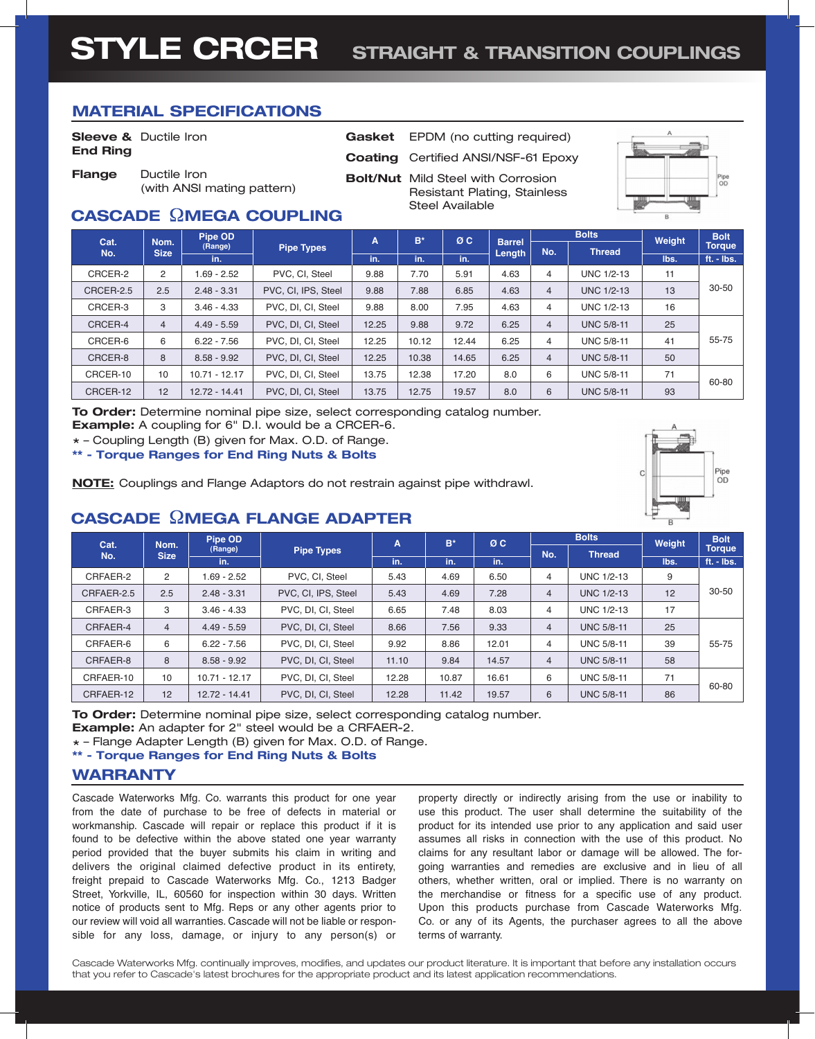# STYLE CRCER STRAIGHT & TRANSITION COUPLINGS

## MATERIAL SPECIFICATIONS

**Sleeve & End Ring** Ductile Iron

**Flange** Ductile Iron (with ANSI mating pattern)

**Gasket** EPDM (no cutting required)

**Coating** Certified ANSI/NSF-61 Epoxy

**Bolt/Nut** Mild Steel with Corrosion Resistant Plating, Stainless Steel Available

A

B

Pipe OD

## CASCADE ΩMEGA COUPLING

| Cat. No. | Nom. Size | Pipe OD (Range) | Pipe Types | A | B* | Ø C | Barrel Length | Bolts | | Weight | Bolt Torque |
|---|---|---|---|---|---|---|---|---|---|---|---|
| | | in. | | in. | in. | in. | | No. | Thread | lbs. | ft. - lbs. |
| CRCER-2 | 2 | 1.69 - 2.52 | PVC, CI, Steel | 9.88 | 7.70 | 5.91 | 4.63 | 4 | UNC 1/2-13 | 11 | 30-50 |
| CRCER-2.5 | 2.5 | 2.48 - 3.31 | PVC, CI, IPS, Steel | 9.88 | 7.88 | 6.85 | 4.63 | 4 | UNC 1/2-13 | 13 | |
| CRCER-3 | 3 | 3.46 - 4.33 | PVC, DI, CI, Steel | 9.88 | 8.00 | 7.95 | 4.63 | 4 | UNC 1/2-13 | 16 | |
| CRCER-4 | 4 | 4.49 - 5.59 | PVC, DI, CI, Steel | 12.25 | 9.88 | 9.72 | 6.25 | 4 | UNC 5/8-11 | 25 | 55-75 |
| CRCER-6 | 6 | 6.22 - 7.56 | PVC, DI, CI, Steel | 12.25 | 10.12 | 12.44 | 6.25 | 4 | UNC 5/8-11 | 41 | |
| CRCER-8 | 8 | 8.58 - 9.92 | PVC, DI, CI, Steel | 12.25 | 10.38 | 14.65 | 6.25 | 4 | UNC 5/8-11 | 50 | |
| CRCER-10 | 10 | 10.71 - 12.17 | PVC, DI, CI, Steel | 13.75 | 12.38 | 17.20 | 8.0 | 6 | UNC 5/8-11 | 71 | 60-80 |
| CRCER-12 | 12 | 12.72 - 14.41 | PVC, DI, CI, Steel | 13.75 | 12.75 | 19.57 | 8.0 | 6 | UNC 5/8-11 | 93 | |

**To Order:** Determine nominal pipe size, select corresponding catalog number.
**Example:** A coupling for 6" D.I. would be a CRCER-6.
* – Coupling Length (B) given for Max. O.D. of Range.
**** - Torque Ranges for End Ring Nuts & Bolts**

**NOTE:** Couplings and Flange Adaptors do not restrain against pipe withdrawl.

A

C

Pipe OD

B

## CASCADE ΩMEGA FLANGE ADAPTER

| Cat. No. | Nom. Size | Pipe OD (Range) | Pipe Types | A | B* | Ø C | Bolts | | Weight | Bolt Torque |
|---|---|---|---|---|---|---|---|---|---|---|
| | | in. | | in. | in. | in. | No. | Thread | lbs. | ft. - lbs. |
| CRFAER-2 | 2 | 1.69 - 2.52 | PVC, CI, Steel | 5.43 | 4.69 | 6.50 | 4 | UNC 1/2-13 | 9 | 30-50 |
| CRFAER-2.5 | 2.5 | 2.48 - 3.31 | PVC, CI, IPS, Steel | 5.43 | 4.69 | 7.28 | 4 | UNC 1/2-13 | 12 | |
| CRFAER-3 | 3 | 3.46 - 4.33 | PVC, DI, CI, Steel | 6.65 | 7.48 | 8.03 | 4 | UNC 1/2-13 | 17 | |
| CRFAER-4 | 4 | 4.49 - 5.59 | PVC, DI, CI, Steel | 8.66 | 7.56 | 9.33 | 4 | UNC 5/8-11 | 25 | 55-75 |
| CRFAER-6 | 6 | 6.22 - 7.56 | PVC, DI, CI, Steel | 9.92 | 8.86 | 12.01 | 4 | UNC 5/8-11 | 39 | |
| CRFAER-8 | 8 | 8.58 - 9.92 | PVC, DI, CI, Steel | 11.10 | 9.84 | 14.57 | 4 | UNC 5/8-11 | 58 | |
| CRFAER-10 | 10 | 10.71 - 12.17 | PVC, DI, CI, Steel | 12.28 | 10.87 | 16.61 | 6 | UNC 5/8-11 | 71 | 60-80 |
| CRFAER-12 | 12 | 12.72 - 14.41 | PVC, DI, CI, Steel | 12.28 | 11.42 | 19.57 | 6 | UNC 5/8-11 | 86 | |

**To Order:** Determine nominal pipe size, select corresponding catalog number.
**Example:** An adapter for 2" steel would be a CRFAER-2.
* – Flange Adapter Length (B) given for Max. O.D. of Range.
**** - Torque Ranges for End Ring Nuts & Bolts**

## WARRANTY

Cascade Waterworks Mfg. Co. warrants this product for one year from the date of purchase to be free of defects in material or workmanship. Cascade will repair or replace this product if it is found to be defective within the above stated one year warranty period provided that the buyer submits his claim in writing and delivers the original claimed defective product in its entirety, freight prepaid to Cascade Waterworks Mfg. Co., 1213 Badger Street, Yorkville, IL, 60560 for inspection within 30 days. Written notice of products sent to Mfg. Reps or any other agents prior to our review will void all warranties. Cascade will not be liable or responsible for any loss, damage, or injury to any person(s) or property directly or indirectly arising from the use or inability to use this product. The user shall determine the suitability of the product for its intended use prior to any application and said user assumes all risks in connection with the use of this product. No claims for any resultant labor or damage will be allowed. The foregoing warranties and remedies are exclusive and in lieu of all others, whether written, oral or implied. There is no warranty on the merchandise or fitness for a specific use of any product. Upon this products purchase from Cascade Waterworks Mfg. Co. or any of its Agents, the purchaser agrees to all the above terms of warranty.

Cascade Waterworks Mfg. continually improves, modifies, and updates our product literature. It is important that before any installation occurs that you refer to Cascade's latest brochures for the appropriate product and its latest application recommendations.